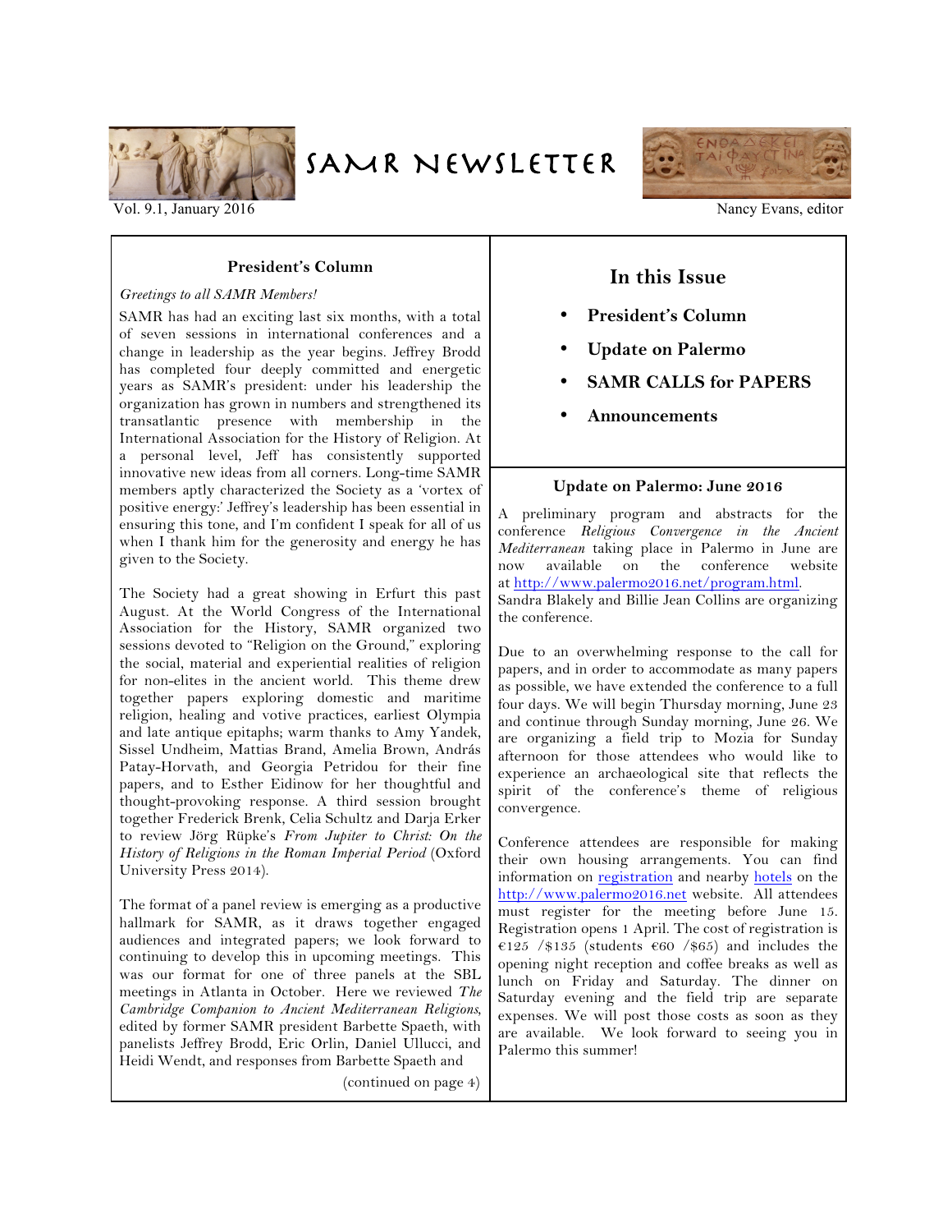# SAMR Newsletter

Vol. 9.1, January 2016

Nancy Evans, editor

## In this Issue

- **President's Column**
- **Update on Palermo**
- **SAMR CALLS for PAPERS**
- **Announcements**

## President's Column

*Greetings to all SAMR Members!*

SAMR has had an exciting last six months, with a total of seven sessions in international conferences and a change in leadership as the year begins. Jeffrey Brodd has completed four deeply committed and energetic years as SAMR's president: under his leadership the organization has grown in numbers and strengthened its transatlantic presence with membership in the International Association for the History of Religion. At a personal level, Jeff has consistently supported innovative new ideas from all corners. Long-time SAMR members aptly characterized the Society as a 'vortex of positive energy:' Jeffrey's leadership has been essential in ensuring this tone, and I'm confident I speak for all of us when I thank him for the generosity and energy he has given to the Society.

The Society had a great showing in Erfurt this past August. At the World Congress of the International Association for the History, SAMR organized two sessions devoted to "Religion on the Ground," exploring the social, material and experiential realities of religion for non-elites in the ancient world. This theme drew together papers exploring domestic and maritime religion, healing and votive practices, earliest Olympia and late antique epitaphs; warm thanks to Amy Yandek, Sissel Undheim, Mattias Brand, Amelia Brown, András Patay-Horvath, and Georgia Petridou for their fine papers, and to Esther Eidinow for her thoughtful and thought-provoking response. A third session brought together Frederick Brenk, Celia Schultz and Darja Erker to review Jörg Rüpke's *From Jupiter to Christ: On the History of Religions in the Roman Imperial Period* (Oxford University Press 2014).

The format of a panel review is emerging as a productive hallmark for SAMR, as it draws together engaged audiences and integrated papers; we look forward to continuing to develop this in upcoming meetings. This was our format for one of three panels at the SBL meetings in Atlanta in October. Here we reviewed *The Cambridge Companion to Ancient Mediterranean Religions*, edited by former SAMR president Barbette Spaeth, with panelists Jeffrey Brodd, Eric Orlin, Daniel Ullucci, and Heidi Wendt, and responses from Barbette Spaeth and

(continued on page 4)

## Update on Palermo: June 2016

A preliminary program and abstracts for the conference *Religious Convergence in the Ancient Mediterranean* taking place in Palermo in June are now available on the conference website at http://www.palermo2016.net/program.html. Sandra Blakely and Billie Jean Collins are organizing the conference.

Due to an overwhelming response to the call for papers, and in order to accommodate as many papers as possible, we have extended the conference to a full four days. We will begin Thursday morning, June 23 and continue through Sunday morning, June 26. We are organizing a field trip to Mozia for Sunday afternoon for those attendees who would like to experience an archaeological site that reflects the spirit of the conference's theme of religious convergence.

Conference attendees are responsible for making their own housing arrangements. You can find information on registration and nearby hotels on the http://www.palermo2016.net website. All attendees must register for the meeting before June 15. Registration opens 1 April. The cost of registration is €125 /$135 (students €60 /$65) and includes the opening night reception and coffee breaks as well as lunch on Friday and Saturday. The dinner on Saturday evening and the field trip are separate expenses. We will post those costs as soon as they are available. We look forward to seeing you in Palermo this summer!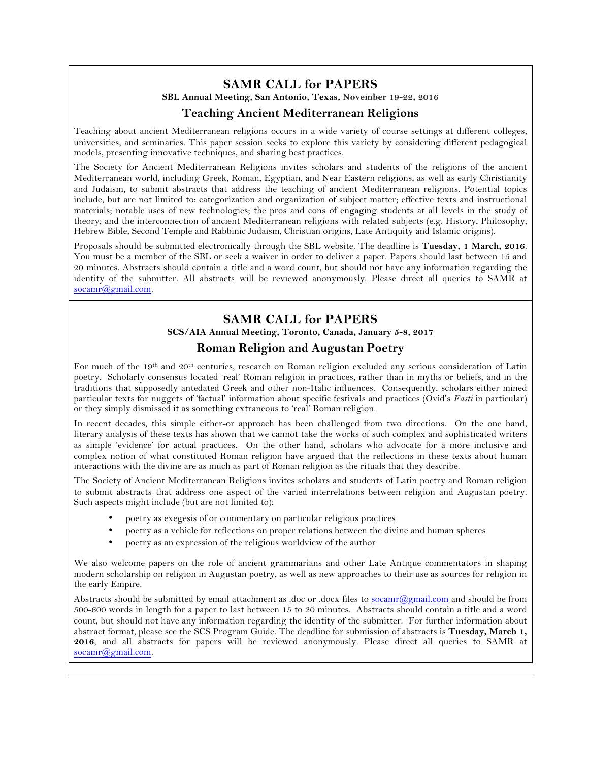## SAMR CALL for PAPERS

**SBL Annual Meeting, San Antonio, Texas, November 19-22, 2016**

### Teaching Ancient Mediterranean Religions

Teaching about ancient Mediterranean religions occurs in a wide variety of course settings at different colleges, universities, and seminaries. This paper session seeks to explore this variety by considering different pedagogical models, presenting innovative techniques, and sharing best practices.

The Society for Ancient Mediterranean Religions invites scholars and students of the religions of the ancient Mediterranean world, including Greek, Roman, Egyptian, and Near Eastern religions, as well as early Christianity and Judaism, to submit abstracts that address the teaching of ancient Mediterranean religions. Potential topics include, but are not limited to: categorization and organization of subject matter; effective texts and instructional materials; notable uses of new technologies; the pros and cons of engaging students at all levels in the study of theory; and the interconnection of ancient Mediterranean religions with related subjects (e.g. History, Philosophy, Hebrew Bible, Second Temple and Rabbinic Judaism, Christian origins, Late Antiquity and Islamic origins).

Proposals should be submitted electronically through the SBL website. The deadline is **Tuesday, 1 March, 2016**. You must be a member of the SBL or seek a waiver in order to deliver a paper. Papers should last between 15 and 20 minutes. Abstracts should contain a title and a word count, but should not have any information regarding the identity of the submitter. All abstracts will be reviewed anonymously. Please direct all queries to SAMR at socamr@gmail.com.

## SAMR CALL for PAPERS

**SCS/AIA Annual Meeting, Toronto, Canada, January 5-8, 2017**

### Roman Religion and Augustan Poetry

For much of the 19th and 20th centuries, research on Roman religion excluded any serious consideration of Latin poetry. Scholarly consensus located 'real' Roman religion in practices, rather than in myths or beliefs, and in the traditions that supposedly antedated Greek and other non-Italic influences. Consequently, scholars either mined particular texts for nuggets of 'factual' information about specific festivals and practices (Ovid's *Fasti* in particular) or they simply dismissed it as something extraneous to 'real' Roman religion.

In recent decades, this simple either-or approach has been challenged from two directions. On the one hand, literary analysis of these texts has shown that we cannot take the works of such complex and sophisticated writers as simple 'evidence' for actual practices. On the other hand, scholars who advocate for a more inclusive and complex notion of what constituted Roman religion have argued that the reflections in these texts about human interactions with the divine are as much as part of Roman religion as the rituals that they describe.

The Society of Ancient Mediterranean Religions invites scholars and students of Latin poetry and Roman religion to submit abstracts that address one aspect of the varied interrelations between religion and Augustan poetry. Such aspects might include (but are not limited to):

- poetry as exegesis of or commentary on particular religious practices
- poetry as a vehicle for reflections on proper relations between the divine and human spheres
- poetry as an expression of the religious worldview of the author

We also welcome papers on the role of ancient grammarians and other Late Antique commentators in shaping modern scholarship on religion in Augustan poetry, as well as new approaches to their use as sources for religion in the early Empire.

Abstracts should be submitted by email attachment as .doc or .docx files to socamr@gmail.com and should be from 500-600 words in length for a paper to last between 15 to 20 minutes. Abstracts should contain a title and a word count, but should not have any information regarding the identity of the submitter. For further information about abstract format, please see the SCS Program Guide. The deadline for submission of abstracts is **Tuesday, March 1, 2016**, and all abstracts for papers will be reviewed anonymously. Please direct all queries to SAMR at socamr@gmail.com.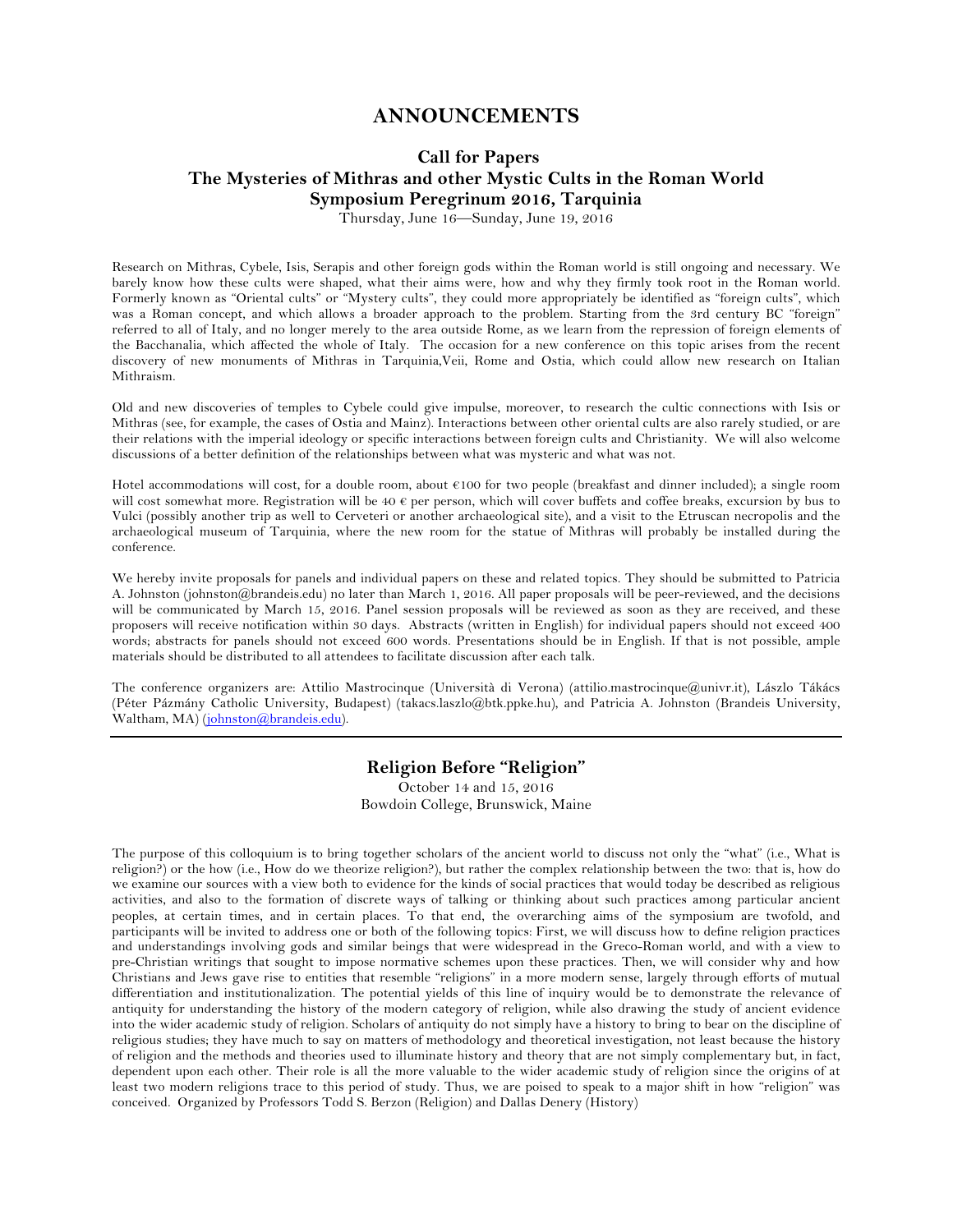# ANNOUNCEMENTS

## Call for Papers
## The Mysteries of Mithras and other Mystic Cults in the Roman World
## Symposium Peregrinum 2016, Tarquinia

Thursday, June 16—Sunday, June 19, 2016

Research on Mithras, Cybele, Isis, Serapis and other foreign gods within the Roman world is still ongoing and necessary. We barely know how these cults were shaped, what their aims were, how and why they firmly took root in the Roman world. Formerly known as "Oriental cults" or "Mystery cults", they could more appropriately be identified as "foreign cults", which was a Roman concept, and which allows a broader approach to the problem. Starting from the 3rd century BC "foreign" referred to all of Italy, and no longer merely to the area outside Rome, as we learn from the repression of foreign elements of the Bacchanalia, which affected the whole of Italy. The occasion for a new conference on this topic arises from the recent discovery of new monuments of Mithras in Tarquinia,Veii, Rome and Ostia, which could allow new research on Italian Mithraism.

Old and new discoveries of temples to Cybele could give impulse, moreover, to research the cultic connections with Isis or Mithras (see, for example, the cases of Ostia and Mainz). Interactions between other oriental cults are also rarely studied, or are their relations with the imperial ideology or specific interactions between foreign cults and Christianity. We will also welcome discussions of a better definition of the relationships between what was mysteric and what was not.

Hotel accommodations will cost, for a double room, about €100 for two people (breakfast and dinner included); a single room will cost somewhat more. Registration will be 40 € per person, which will cover buffets and coffee breaks, excursion by bus to Vulci (possibly another trip as well to Cerveteri or another archaeological site), and a visit to the Etruscan necropolis and the archaeological museum of Tarquinia, where the new room for the statue of Mithras will probably be installed during the conference.

We hereby invite proposals for panels and individual papers on these and related topics. They should be submitted to Patricia A. Johnston (johnston@brandeis.edu) no later than March 1, 2016. All paper proposals will be peer-reviewed, and the decisions will be communicated by March 15, 2016. Panel session proposals will be reviewed as soon as they are received, and these proposers will receive notification within 30 days. Abstracts (written in English) for individual papers should not exceed 400 words; abstracts for panels should not exceed 600 words. Presentations should be in English. If that is not possible, ample materials should be distributed to all attendees to facilitate discussion after each talk.

The conference organizers are: Attilio Mastrocinque (Università di Verona) (attilio.mastrocinque@univr.it), Lászlo Tákács (Péter Pázmány Catholic University, Budapest) (takacs.laszlo@btk.ppke.hu), and Patricia A. Johnston (Brandeis University, Waltham, MA) (johnston@brandeis.edu).

---

## Religion Before "Religion"

October 14 and 15, 2016
Bowdoin College, Brunswick, Maine

The purpose of this colloquium is to bring together scholars of the ancient world to discuss not only the "what" (i.e., What is religion?) or the how (i.e., How do we theorize religion?), but rather the complex relationship between the two: that is, how do we examine our sources with a view both to evidence for the kinds of social practices that would today be described as religious activities, and also to the formation of discrete ways of talking or thinking about such practices among particular ancient peoples, at certain times, and in certain places. To that end, the overarching aims of the symposium are twofold, and participants will be invited to address one or both of the following topics: First, we will discuss how to define religion practices and understandings involving gods and similar beings that were widespread in the Greco-Roman world, and with a view to pre-Christian writings that sought to impose normative schemes upon these practices. Then, we will consider why and how Christians and Jews gave rise to entities that resemble "religions" in a more modern sense, largely through efforts of mutual differentiation and institutionalization. The potential yields of this line of inquiry would be to demonstrate the relevance of antiquity for understanding the history of the modern category of religion, while also drawing the study of ancient evidence into the wider academic study of religion. Scholars of antiquity do not simply have a history to bring to bear on the discipline of religious studies; they have much to say on matters of methodology and theoretical investigation, not least because the history of religion and the methods and theories used to illuminate history and theory that are not simply complementary but, in fact, dependent upon each other. Their role is all the more valuable to the wider academic study of religion since the origins of at least two modern religions trace to this period of study. Thus, we are poised to speak to a major shift in how "religion" was conceived. Organized by Professors Todd S. Berzon (Religion) and Dallas Denery (History)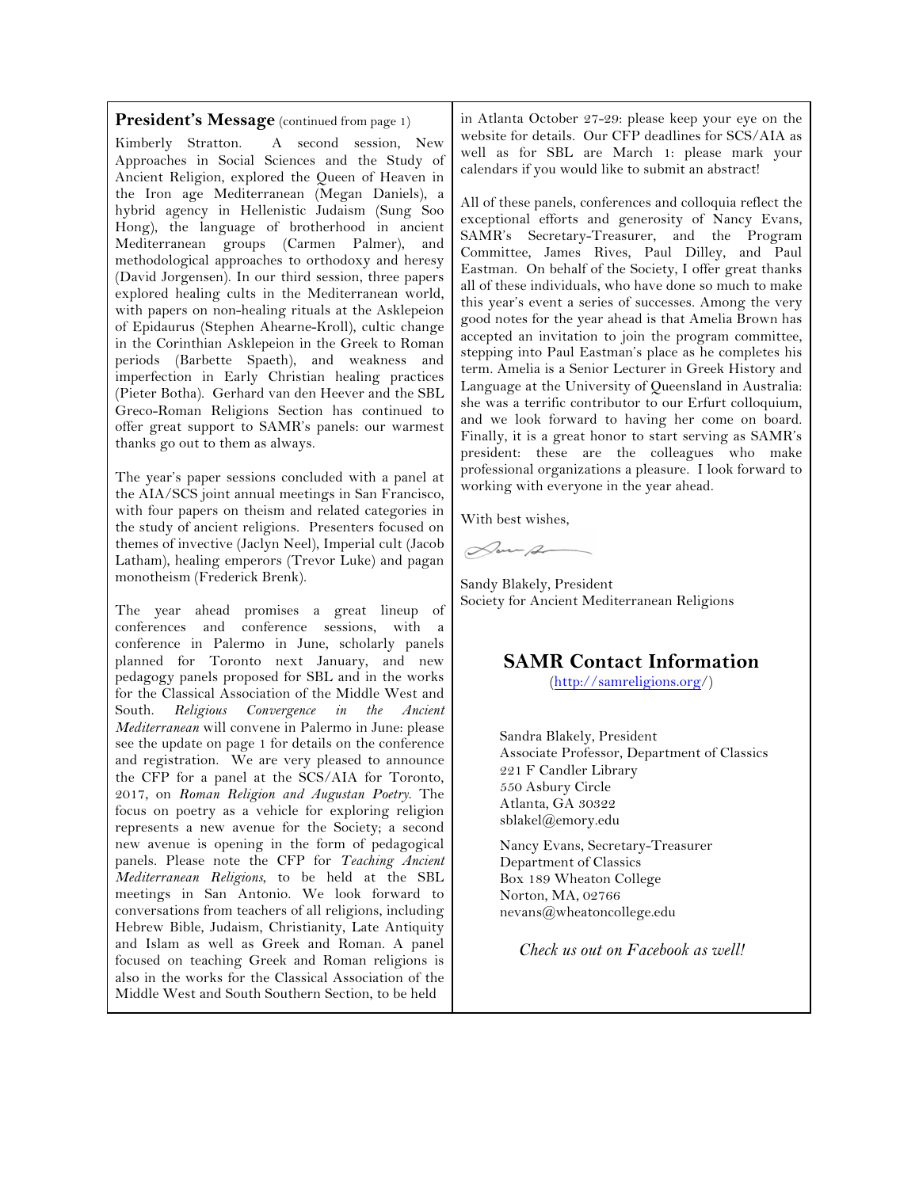**President's Message** (continued from page 1)

Kimberly Stratton. A second session, New Approaches in Social Sciences and the Study of Ancient Religion, explored the Queen of Heaven in the Iron age Mediterranean (Megan Daniels), a hybrid agency in Hellenistic Judaism (Sung Soo Hong), the language of brotherhood in ancient Mediterranean groups (Carmen Palmer), and methodological approaches to orthodoxy and heresy (David Jorgensen). In our third session, three papers explored healing cults in the Mediterranean world, with papers on non-healing rituals at the Asklepeion of Epidaurus (Stephen Ahearne-Kroll), cultic change in the Corinthian Asklepeion in the Greek to Roman periods (Barbette Spaeth), and weakness and imperfection in Early Christian healing practices (Pieter Botha). Gerhard van den Heever and the SBL Greco-Roman Religions Section has continued to offer great support to SAMR's panels: our warmest thanks go out to them as always.

The year's paper sessions concluded with a panel at the AIA/SCS joint annual meetings in San Francisco, with four papers on theism and related categories in the study of ancient religions. Presenters focused on themes of invective (Jaclyn Neel), Imperial cult (Jacob Latham), healing emperors (Trevor Luke) and pagan monotheism (Frederick Brenk).

The year ahead promises a great lineup of conferences and conference sessions, with a conference in Palermo in June, scholarly panels planned for Toronto next January, and new pedagogy panels proposed for SBL and in the works for the Classical Association of the Middle West and South. *Religious Convergence in the Ancient Mediterranean* will convene in Palermo in June: please see the update on page 1 for details on the conference and registration. We are very pleased to announce the CFP for a panel at the SCS/AIA for Toronto, 2017, on *Roman Religion and Augustan Poetry*. The focus on poetry as a vehicle for exploring religion represents a new avenue for the Society; a second new avenue is opening in the form of pedagogical panels. Please note the CFP for *Teaching Ancient Mediterranean Religions*, to be held at the SBL meetings in San Antonio. We look forward to conversations from teachers of all religions, including Hebrew Bible, Judaism, Christianity, Late Antiquity and Islam as well as Greek and Roman. A panel focused on teaching Greek and Roman religions is also in the works for the Classical Association of the Middle West and South Southern Section, to be held in Atlanta October 27-29: please keep your eye on the website for details. Our CFP deadlines for SCS/AIA as well as for SBL are March 1: please mark your calendars if you would like to submit an abstract!

All of these panels, conferences and colloquia reflect the exceptional efforts and generosity of Nancy Evans, SAMR's Secretary-Treasurer, and the Program Committee, James Rives, Paul Dilley, and Paul Eastman. On behalf of the Society, I offer great thanks all of these individuals, who have done so much to make this year's event a series of successes. Among the very good notes for the year ahead is that Amelia Brown has accepted an invitation to join the program committee, stepping into Paul Eastman's place as he completes his term. Amelia is a Senior Lecturer in Greek History and Language at the University of Queensland in Australia: she was a terrific contributor to our Erfurt colloquium, and we look forward to having her come on board. Finally, it is a great honor to start serving as SAMR's president: these are the colleagues who make professional organizations a pleasure. I look forward to working with everyone in the year ahead.

With best wishes,

Sandy Blakely, President
Society for Ancient Mediterranean Religions

## SAMR Contact Information

(http://samreligions.org/)

Sandra Blakely, President
Associate Professor, Department of Classics
221 F Candler Library
550 Asbury Circle
Atlanta, GA 30322
sblakel@emory.edu

Nancy Evans, Secretary-Treasurer
Department of Classics
Box 189 Wheaton College
Norton, MA, 02766
nevans@wheatoncollege.edu

*Check us out on Facebook as well!*